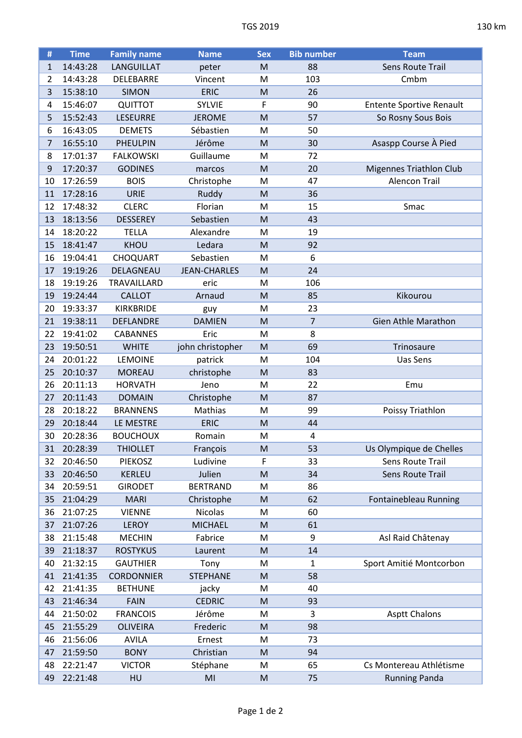TGS 2019 130 km

| # | Time | Family name | Name | Sex | Bib number | Team |
|---|---|---|---|---|---|---|
| 1 | 14:43:28 | LANGUILLAT | peter | M | 88 | Sens Route Trail |
| 2 | 14:43:28 | DELEBARRE | Vincent | M | 103 | Cmbm |
| 3 | 15:38:10 | SIMON | ERIC | M | 26 | |
| 4 | 15:46:07 | QUITTOT | SYLVIE | F | 90 | Entente Sportive Renault |
| 5 | 15:52:43 | LESEURRE | JEROME | M | 57 | So Rosny Sous Bois |
| 6 | 16:43:05 | DEMETS | Sébastien | M | 50 | |
| 7 | 16:55:10 | PHEULPIN | Jérôme | M | 30 | Asaspp Course À Pied |
| 8 | 17:01:37 | FALKOWSKI | Guillaume | M | 72 | |
| 9 | 17:20:37 | GODINES | marcos | M | 20 | Migennes Triathlon Club |
| 10 | 17:26:59 | BOIS | Christophe | M | 47 | Alencon Trail |
| 11 | 17:28:16 | URIE | Ruddy | M | 36 | |
| 12 | 17:48:32 | CLERC | Florian | M | 15 | Smac |
| 13 | 18:13:56 | DESSEREY | Sebastien | M | 43 | |
| 14 | 18:20:22 | TELLA | Alexandre | M | 19 | |
| 15 | 18:41:47 | KHOU | Ledara | M | 92 | |
| 16 | 19:04:41 | CHOQUART | Sebastien | M | 6 | |
| 17 | 19:19:26 | DELAGNEAU | JEAN-CHARLES | M | 24 | |
| 18 | 19:19:26 | TRAVAILLARD | eric | M | 106 | |
| 19 | 19:24:44 | CALLOT | Arnaud | M | 85 | Kikourou |
| 20 | 19:33:37 | KIRKBRIDE | guy | M | 23 | |
| 21 | 19:38:11 | DEFLANDRE | DAMIEN | M | 7 | Gien Athle Marathon |
| 22 | 19:41:02 | CABANNES | Eric | M | 8 | |
| 23 | 19:50:51 | WHITE | john christopher | M | 69 | Trinosaure |
| 24 | 20:01:22 | LEMOINE | patrick | M | 104 | Uas Sens |
| 25 | 20:10:37 | MOREAU | christophe | M | 83 | |
| 26 | 20:11:13 | HORVATH | Jeno | M | 22 | Emu |
| 27 | 20:11:43 | DOMAIN | Christophe | M | 87 | |
| 28 | 20:18:22 | BRANNENS | Mathias | M | 99 | Poissy Triathlon |
| 29 | 20:18:44 | LE MESTRE | ERIC | M | 44 | |
| 30 | 20:28:36 | BOUCHOUX | Romain | M | 4 | |
| 31 | 20:28:39 | THIOLLET | François | M | 53 | Us Olympique de Chelles |
| 32 | 20:46:50 | PIEKOSZ | Ludivine | F | 33 | Sens Route Trail |
| 33 | 20:46:50 | KERLEU | Julien | M | 34 | Sens Route Trail |
| 34 | 20:59:51 | GIRODET | BERTRAND | M | 86 | |
| 35 | 21:04:29 | MARI | Christophe | M | 62 | Fontainebleau Running |
| 36 | 21:07:25 | VIENNE | Nicolas | M | 60 | |
| 37 | 21:07:26 | LEROY | MICHAEL | M | 61 | |
| 38 | 21:15:48 | MECHIN | Fabrice | M | 9 | Asl Raid Châtenay |
| 39 | 21:18:37 | ROSTYKUS | Laurent | M | 14 | |
| 40 | 21:32:15 | GAUTHIER | Tony | M | 1 | Sport Amitié Montcorbon |
| 41 | 21:41:35 | CORDONNIER | STEPHANE | M | 58 | |
| 42 | 21:41:35 | BETHUNE | jacky | M | 40 | |
| 43 | 21:46:34 | FAIN | CEDRIC | M | 93 | |
| 44 | 21:50:02 | FRANCOIS | Jérôme | M | 3 | Asptt Chalons |
| 45 | 21:55:29 | OLIVEIRA | Frederic | M | 98 | |
| 46 | 21:56:06 | AVILA | Ernest | M | 73 | |
| 47 | 21:59:50 | BONY | Christian | M | 94 | |
| 48 | 22:21:47 | VICTOR | Stéphane | M | 65 | Cs Montereau Athlétisme |
| 49 | 22:21:48 | HU | MI | M | 75 | Running Panda |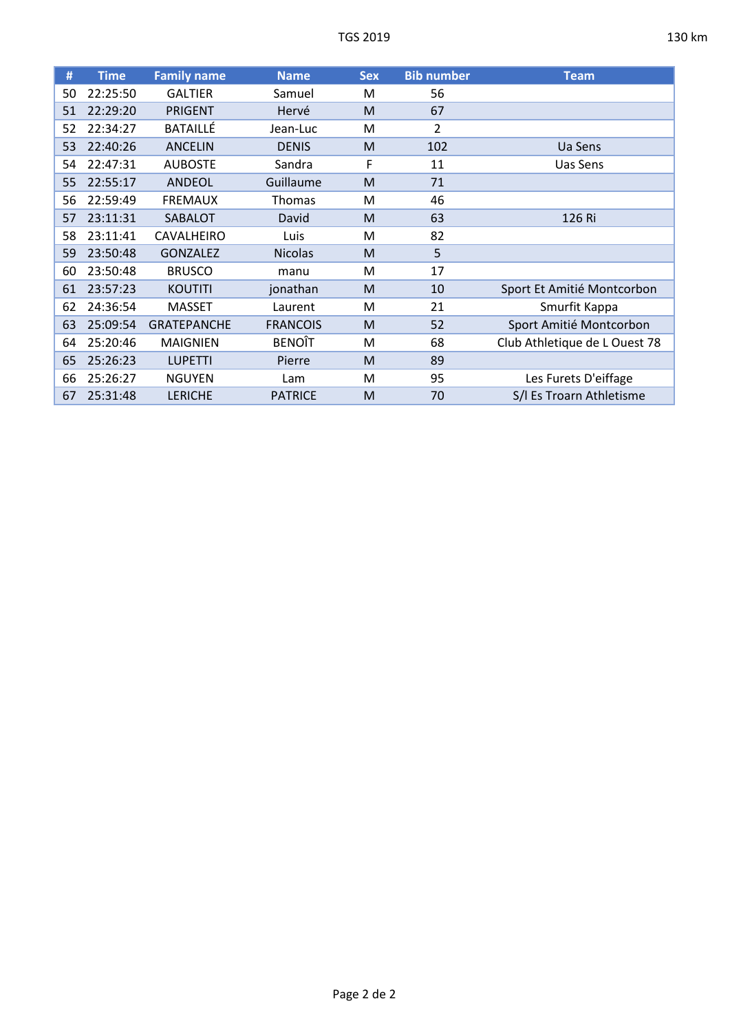| # | Time | Family name | Name | Sex | Bib number | Team |
|---|---|---|---|---|---|---|
| 50 | 22:25:50 | GALTIER | Samuel | M | 56 | |
| 51 | 22:29:20 | PRIGENT | Hervé | M | 67 | |
| 52 | 22:34:27 | BATAILLÉ | Jean-Luc | M | 2 | |
| 53 | 22:40:26 | ANCELIN | DENIS | M | 102 | Ua Sens |
| 54 | 22:47:31 | AUBOSTE | Sandra | F | 11 | Uas Sens |
| 55 | 22:55:17 | ANDEOL | Guillaume | M | 71 | |
| 56 | 22:59:49 | FREMAUX | Thomas | M | 46 | |
| 57 | 23:11:31 | SABALOT | David | M | 63 | 126 Ri |
| 58 | 23:11:41 | CAVALHEIRO | Luis | M | 82 | |
| 59 | 23:50:48 | GONZALEZ | Nicolas | M | 5 | |
| 60 | 23:50:48 | BRUSCO | manu | M | 17 | |
| 61 | 23:57:23 | KOUTITI | jonathan | M | 10 | Sport Et Amitié Montcorbon |
| 62 | 24:36:54 | MASSET | Laurent | M | 21 | Smurfit Kappa |
| 63 | 25:09:54 | GRATEPANCHE | FRANCOIS | M | 52 | Sport Amitié Montcorbon |
| 64 | 25:20:46 | MAIGNIEN | BENOÎT | M | 68 | Club Athletique de L Ouest 78 |
| 65 | 25:26:23 | LUPETTI | Pierre | M | 89 | |
| 66 | 25:26:27 | NGUYEN | Lam | M | 95 | Les Furets D'eiffage |
| 67 | 25:31:48 | LERICHE | PATRICE | M | 70 | S/l Es Troarn Athletisme |